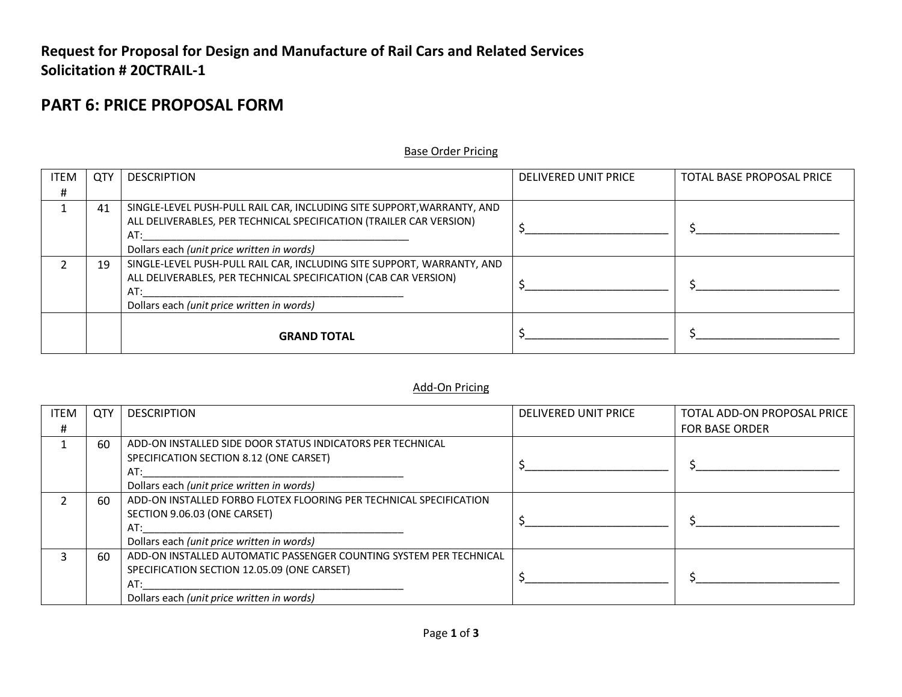**Request for Proposal for Design and Manufacture of Rail Cars and Related Services**
**Solicitation # 20CTRAIL-1**

# PART 6: PRICE PROPOSAL FORM

Base Order Pricing

| ITEM # | QTY | DESCRIPTION | DELIVERED UNIT PRICE | TOTAL BASE PROPOSAL PRICE |
|---|---|---|---|---|
| 1 | 41 | SINGLE-LEVEL PUSH-PULL RAIL CAR, INCLUDING SITE SUPPORT,WARRANTY, AND ALL DELIVERABLES, PER TECHNICAL SPECIFICATION (TRAILER CAR VERSION) AT:_______________________________________________ Dollars each *(unit price written in words)* | $______________________ | $______________________ |
| 2 | 19 | SINGLE-LEVEL PUSH-PULL RAIL CAR, INCLUDING SITE SUPPORT, WARRANTY, AND ALL DELIVERABLES, PER TECHNICAL SPECIFICATION (CAB CAR VERSION) AT:_______________________________________________ Dollars each *(unit price written in words)* | $______________________ | $______________________ |
| | | **GRAND TOTAL** | $______________________ | $______________________ |

Add-On Pricing

| ITEM # | QTY | DESCRIPTION | DELIVERED UNIT PRICE | TOTAL ADD-ON PROPOSAL PRICE FOR BASE ORDER |
|---|---|---|---|---|
| 1 | 60 | ADD-ON INSTALLED SIDE DOOR STATUS INDICATORS PER TECHNICAL SPECIFICATION SECTION 8.12 (ONE CARSET) AT:_______________________________________________ Dollars each *(unit price written in words)* | $______________________ | $______________________ |
| 2 | 60 | ADD-ON INSTALLED FORBO FLOTEX FLOORING PER TECHNICAL SPECIFICATION SECTION 9.06.03 (ONE CARSET) AT:_______________________________________________ Dollars each *(unit price written in words)* | $______________________ | $______________________ |
| 3 | 60 | ADD-ON INSTALLED AUTOMATIC PASSENGER COUNTING SYSTEM PER TECHNICAL SPECIFICATION SECTION 12.05.09 (ONE CARSET) AT:_______________________________________________ Dollars each *(unit price written in words)* | $______________________ | $______________________ |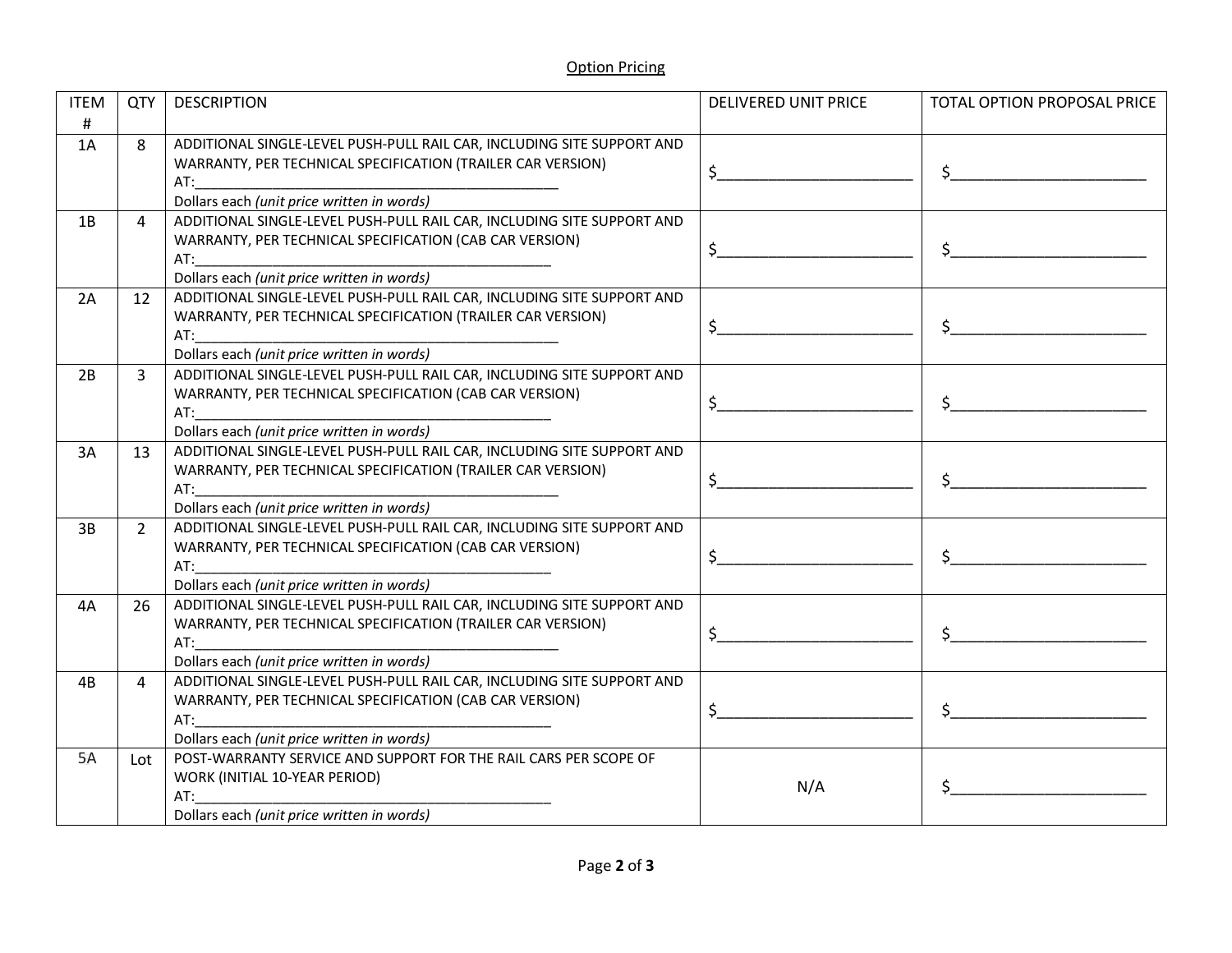Option Pricing

| ITEM # | QTY | DESCRIPTION | DELIVERED UNIT PRICE | TOTAL OPTION PROPOSAL PRICE |
|---|---|---|---|---|
| 1A | 8 | ADDITIONAL SINGLE-LEVEL PUSH-PULL RAIL CAR, INCLUDING SITE SUPPORT AND WARRANTY, PER TECHNICAL SPECIFICATION (TRAILER CAR VERSION) AT:_______________________________________________ Dollars each *(unit price written in words)* | $________________________ | $________________________ |
| 1B | 4 | ADDITIONAL SINGLE-LEVEL PUSH-PULL RAIL CAR, INCLUDING SITE SUPPORT AND WARRANTY, PER TECHNICAL SPECIFICATION (CAB CAR VERSION) AT:_______________________________________________ Dollars each *(unit price written in words)* | $________________________ | $________________________ |
| 2A | 12 | ADDITIONAL SINGLE-LEVEL PUSH-PULL RAIL CAR, INCLUDING SITE SUPPORT AND WARRANTY, PER TECHNICAL SPECIFICATION (TRAILER CAR VERSION) AT:_______________________________________________ Dollars each *(unit price written in words)* | $________________________ | $________________________ |
| 2B | 3 | ADDITIONAL SINGLE-LEVEL PUSH-PULL RAIL CAR, INCLUDING SITE SUPPORT AND WARRANTY, PER TECHNICAL SPECIFICATION (CAB CAR VERSION) AT:_______________________________________________ Dollars each *(unit price written in words)* | $________________________ | $________________________ |
| 3A | 13 | ADDITIONAL SINGLE-LEVEL PUSH-PULL RAIL CAR, INCLUDING SITE SUPPORT AND WARRANTY, PER TECHNICAL SPECIFICATION (TRAILER CAR VERSION) AT:_______________________________________________ Dollars each *(unit price written in words)* | $________________________ | $________________________ |
| 3B | 2 | ADDITIONAL SINGLE-LEVEL PUSH-PULL RAIL CAR, INCLUDING SITE SUPPORT AND WARRANTY, PER TECHNICAL SPECIFICATION (CAB CAR VERSION) AT:_______________________________________________ Dollars each *(unit price written in words)* | $________________________ | $________________________ |
| 4A | 26 | ADDITIONAL SINGLE-LEVEL PUSH-PULL RAIL CAR, INCLUDING SITE SUPPORT AND WARRANTY, PER TECHNICAL SPECIFICATION (TRAILER CAR VERSION) AT:_______________________________________________ Dollars each *(unit price written in words)* | $________________________ | $________________________ |
| 4B | 4 | ADDITIONAL SINGLE-LEVEL PUSH-PULL RAIL CAR, INCLUDING SITE SUPPORT AND WARRANTY, PER TECHNICAL SPECIFICATION (CAB CAR VERSION) AT:_______________________________________________ Dollars each *(unit price written in words)* | $________________________ | $________________________ |
| 5A | Lot | POST-WARRANTY SERVICE AND SUPPORT FOR THE RAIL CARS PER SCOPE OF WORK (INITIAL 10-YEAR PERIOD) AT:_______________________________________________ Dollars each *(unit price written in words)* | N/A | $________________________ |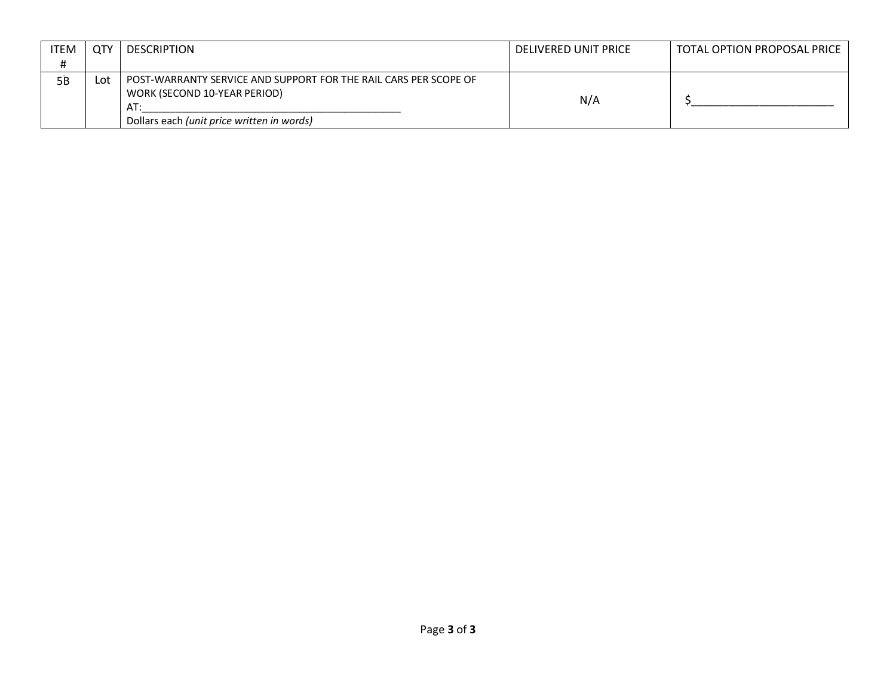| ITEM # | QTY | DESCRIPTION | DELIVERED UNIT PRICE | TOTAL OPTION PROPOSAL PRICE |
|---|---|---|---|---|
| 5B | Lot | POST-WARRANTY SERVICE AND SUPPORT FOR THE RAIL CARS PER SCOPE OF WORK (SECOND 10-YEAR PERIOD)<br>AT:_______________________________________________<br>Dollars each *(unit price written in words)* | N/A | $_______________________ |